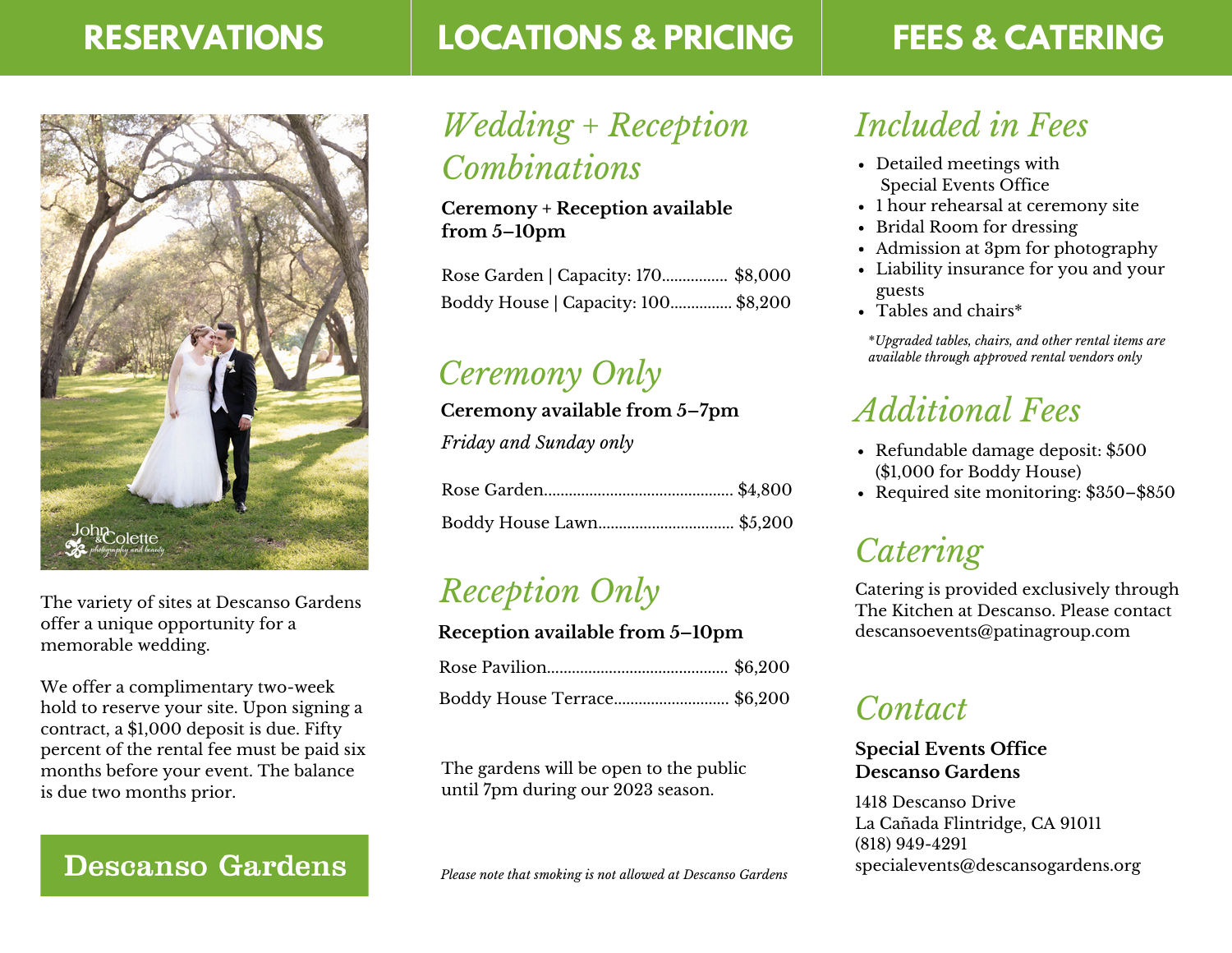## RESERVATIONS

The variety of sites at Descanso Gardens offer a unique opportunity for a memorable wedding.

We offer a complimentary two-week hold to reserve your site. Upon signing a contract, a $1,000 deposit is due. Fifty percent of the rental fee must be paid six months before your event. The balance is due two months prior.

**Descanso Gardens**

## LOCATIONS & PRICING

### *Wedding + Reception Combinations*

**Ceremony + Reception available from 5–10pm**

Rose Garden | Capacity: 170................ $8,000

Boddy House | Capacity: 100............... $8,200

### *Ceremony Only*

**Ceremony available from 5–7pm**

*Friday and Sunday only*

Rose Garden............................................. $4,800

Boddy House Lawn................................ $5,200

### *Reception Only*

**Reception available from 5–10pm**

Rose Pavilion........................................... $6,200

Boddy House Terrace........................... $6,200

The gardens will be open to the public until 7pm during our 2023 season.

*Please note that smoking is not allowed at Descanso Gardens*

## FEES & CATERING

### *Included in Fees*

- Detailed meetings with Special Events Office
- 1 hour rehearsal at ceremony site
- Bridal Room for dressing
- Admission at 3pm for photography
- Liability insurance for you and your guests
- Tables and chairs*

**Upgraded tables, chairs, and other rental items are available through approved rental vendors only*

### *Additional Fees*

- Refundable damage deposit: $500 ($1,000 for Boddy House)
- Required site monitoring: $350–$850

### *Catering*

Catering is provided exclusively through The Kitchen at Descanso. Please contact descansoevents@patinagroup.com

### *Contact*

**Special Events Office**
**Descanso Gardens**

1418 Descanso Drive
La Cañada Flintridge, CA 91011
(818) 949-4291
specialevents@descansogardens.org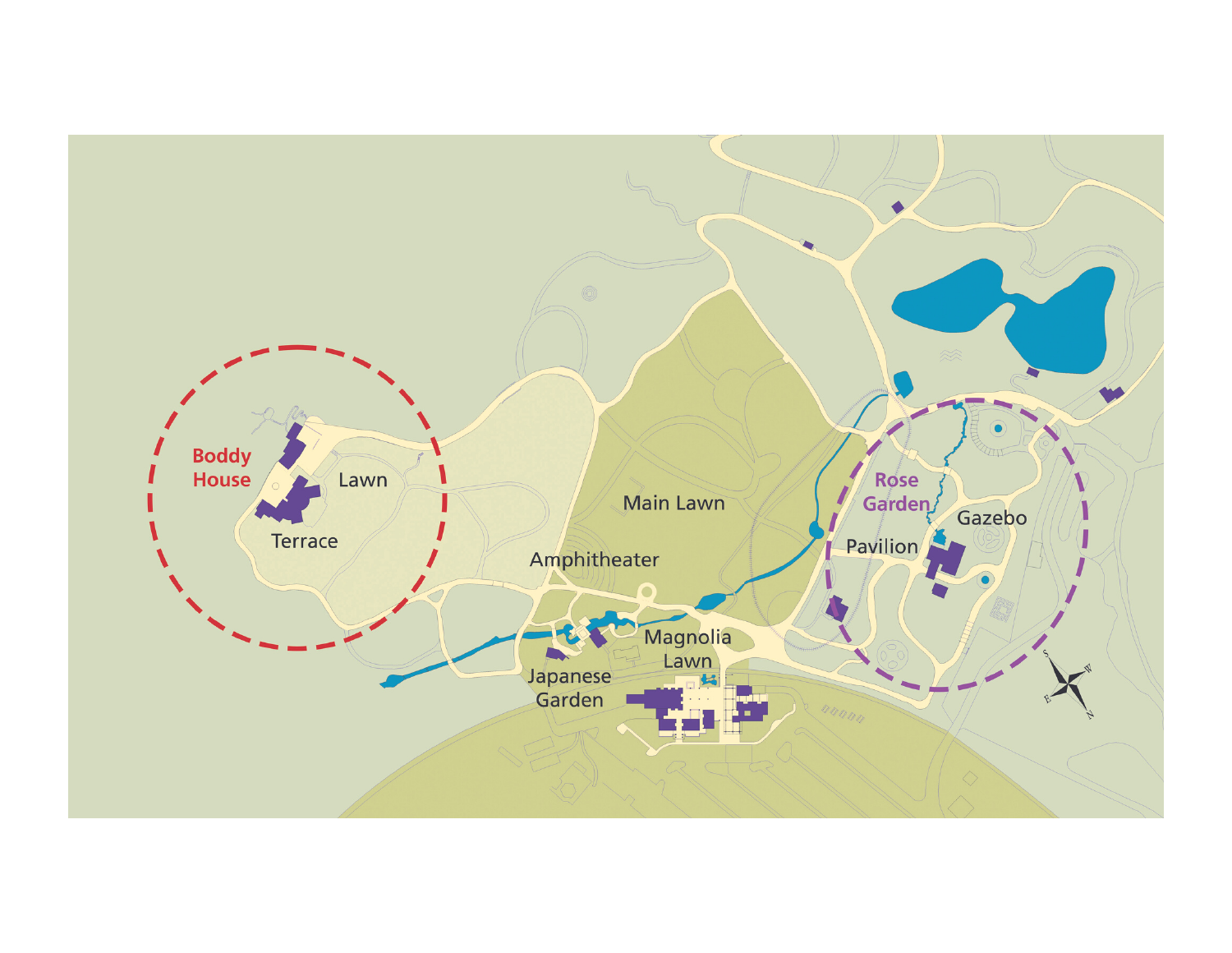Boddy House

Lawn

Terrace

Main Lawn

Amphitheater

Rose Garden

Gazebo

Pavilion

Magnolia Lawn

Japanese Garden

S

W

E

N